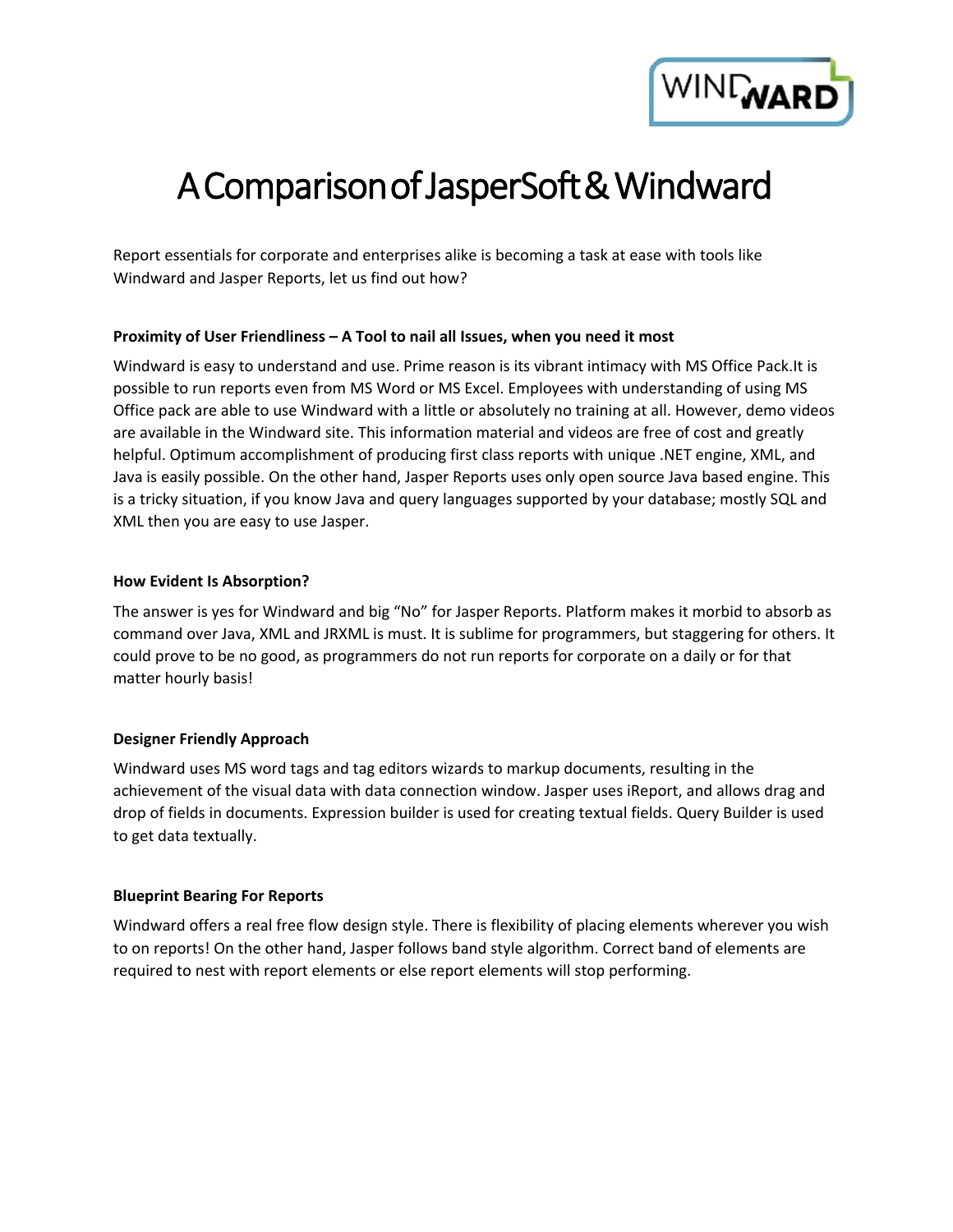# A Comparison of JasperSoft & Windward

Report essentials for corporate and enterprises alike is becoming a task at ease with tools like Windward and Jasper Reports, let us find out how?

**Proximity of User Friendliness – A Tool to nail all Issues, when you need it most**

Windward is easy to understand and use. Prime reason is its vibrant intimacy with MS Office Pack.It is possible to run reports even from MS Word or MS Excel. Employees with understanding of using MS Office pack are able to use Windward with a little or absolutely no training at all. However, demo videos are available in the Windward site. This information material and videos are free of cost and greatly helpful. Optimum accomplishment of producing first class reports with unique .NET engine, XML, and Java is easily possible. On the other hand, Jasper Reports uses only open source Java based engine. This is a tricky situation, if you know Java and query languages supported by your database; mostly SQL and XML then you are easy to use Jasper.

**How Evident Is Absorption?**

The answer is yes for Windward and big "No" for Jasper Reports. Platform makes it morbid to absorb as command over Java, XML and JRXML is must. It is sublime for programmers, but staggering for others. It could prove to be no good, as programmers do not run reports for corporate on a daily or for that matter hourly basis!

**Designer Friendly Approach**

Windward uses MS word tags and tag editors wizards to markup documents, resulting in the achievement of the visual data with data connection window. Jasper uses iReport, and allows drag and drop of fields in documents. Expression builder is used for creating textual fields. Query Builder is used to get data textually.

**Blueprint Bearing For Reports**

Windward offers a real free flow design style. There is flexibility of placing elements wherever you wish to on reports! On the other hand, Jasper follows band style algorithm. Correct band of elements are required to nest with report elements or else report elements will stop performing.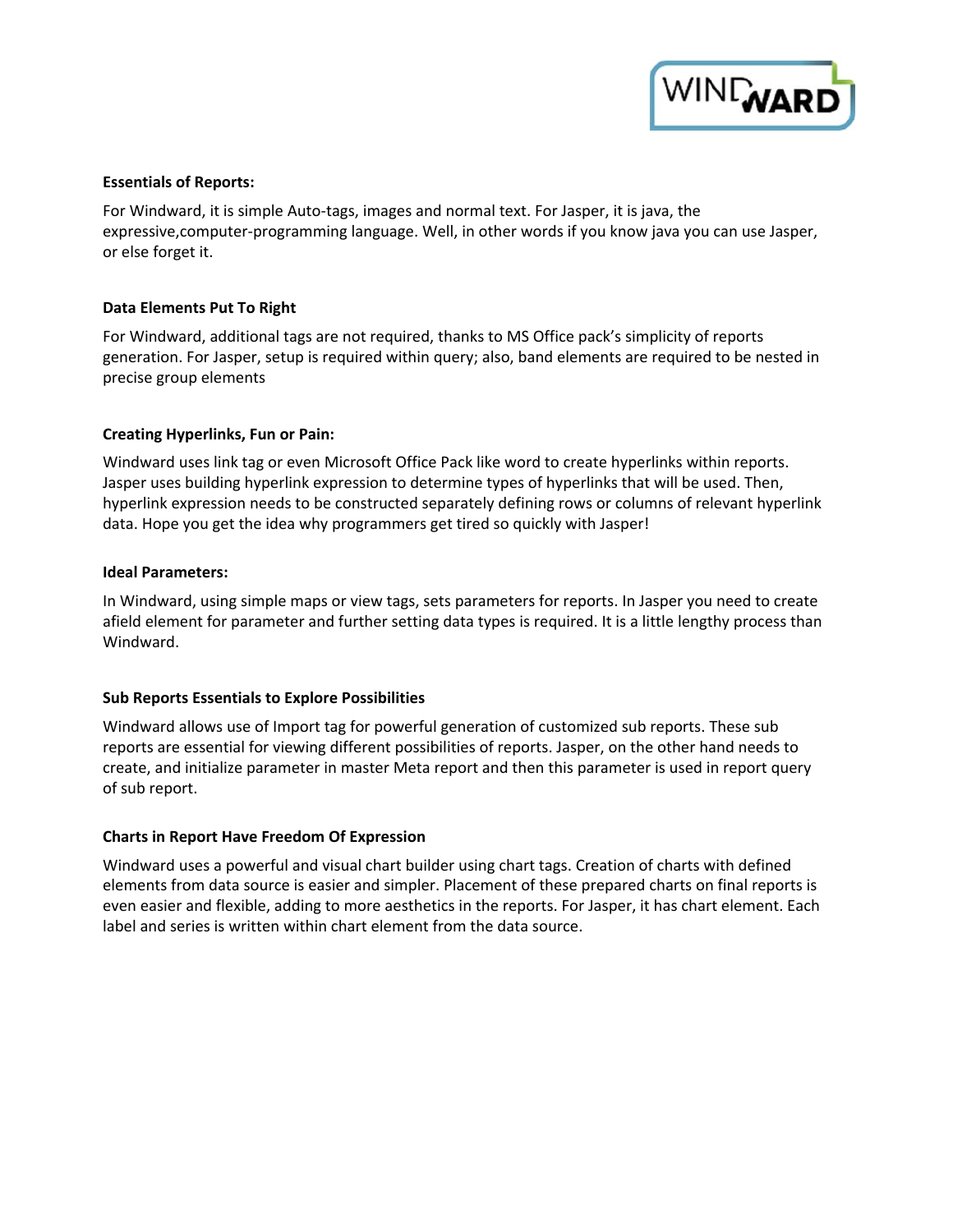**Essentials of Reports:**

For Windward, it is simple Auto-tags, images and normal text. For Jasper, it is java, the expressive,computer-programming language. Well, in other words if you know java you can use Jasper, or else forget it.

**Data Elements Put To Right**

For Windward, additional tags are not required, thanks to MS Office pack's simplicity of reports generation. For Jasper, setup is required within query; also, band elements are required to be nested in precise group elements

**Creating Hyperlinks, Fun or Pain:**

Windward uses link tag or even Microsoft Office Pack like word to create hyperlinks within reports. Jasper uses building hyperlink expression to determine types of hyperlinks that will be used. Then, hyperlink expression needs to be constructed separately defining rows or columns of relevant hyperlink data. Hope you get the idea why programmers get tired so quickly with Jasper!

**Ideal Parameters:**

In Windward, using simple maps or view tags, sets parameters for reports. In Jasper you need to create afield element for parameter and further setting data types is required. It is a little lengthy process than Windward.

**Sub Reports Essentials to Explore Possibilities**

Windward allows use of Import tag for powerful generation of customized sub reports. These sub reports are essential for viewing different possibilities of reports. Jasper, on the other hand needs to create, and initialize parameter in master Meta report and then this parameter is used in report query of sub report.

**Charts in Report Have Freedom Of Expression**

Windward uses a powerful and visual chart builder using chart tags. Creation of charts with defined elements from data source is easier and simpler. Placement of these prepared charts on final reports is even easier and flexible, adding to more aesthetics in the reports. For Jasper, it has chart element. Each label and series is written within chart element from the data source.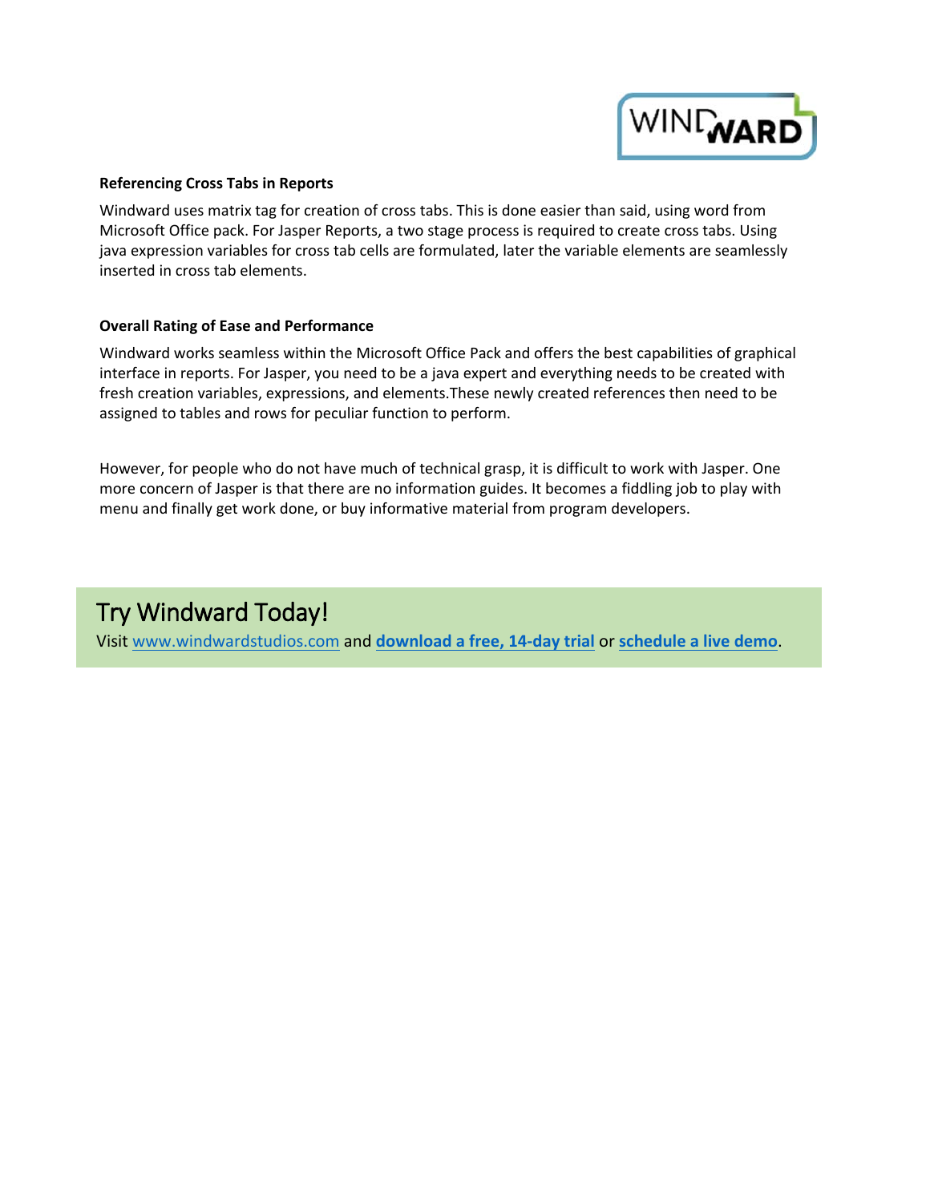**Referencing Cross Tabs in Reports**

Windward uses matrix tag for creation of cross tabs. This is done easier than said, using word from Microsoft Office pack. For Jasper Reports, a two stage process is required to create cross tabs. Using java expression variables for cross tab cells are formulated, later the variable elements are seamlessly inserted in cross tab elements.

**Overall Rating of Ease and Performance**

Windward works seamless within the Microsoft Office Pack and offers the best capabilities of graphical interface in reports. For Jasper, you need to be a java expert and everything needs to be created with fresh creation variables, expressions, and elements.These newly created references then need to be assigned to tables and rows for peculiar function to perform.

However, for people who do not have much of technical grasp, it is difficult to work with Jasper. One more concern of Jasper is that there are no information guides. It becomes a fiddling job to play with menu and finally get work done, or buy informative material from program developers.

## Try Windward Today!

Visit www.windwardstudios.com and **download a free, 14-day trial** or **schedule a live demo**.